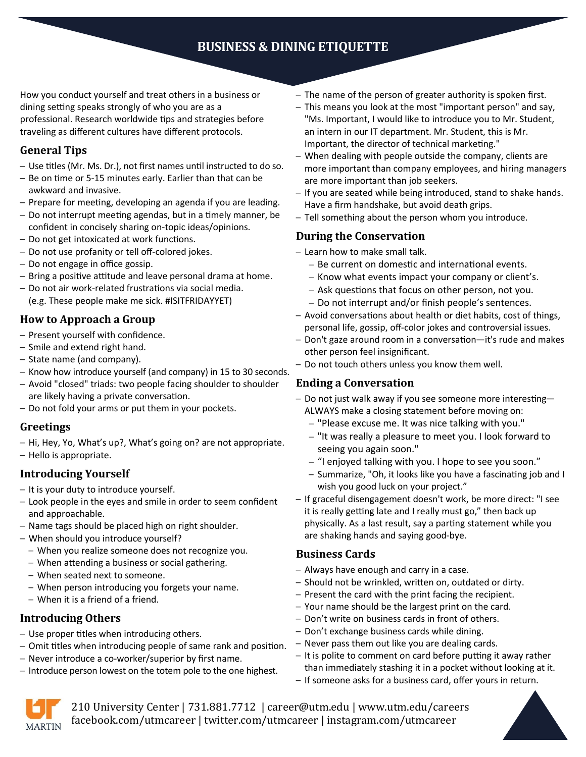# BUSINESS & DINING ETIQUETTE

How you conduct yourself and treat others in a business or dining setting speaks strongly of who you are as a professional. Research worldwide tips and strategies before traveling as different cultures have different protocols.

## General Tips

- Use titles (Mr. Ms. Dr.), not first names until instructed to do so.
- Be on time or 5-15 minutes early. Earlier than that can be awkward and invasive.
- Prepare for meeting, developing an agenda if you are leading.
- Do not interrupt meeting agendas, but in a timely manner, be confident in concisely sharing on-topic ideas/opinions.
- Do not get intoxicated at work functions.
- Do not use profanity or tell off-colored jokes.
- Do not engage in office gossip.
- Bring a positive attitude and leave personal drama at home.
- Do not air work-related frustrations via social media. (e.g. These people make me sick. #ISITFRIDAYYET)

## How to Approach a Group

- Present yourself with confidence.
- Smile and extend right hand.
- State name (and company).
- Know how introduce yourself (and company) in 15 to 30 seconds.
- Avoid "closed" triads: two people facing shoulder to shoulder are likely having a private conversation.
- Do not fold your arms or put them in your pockets.

## Greetings

- Hi, Hey, Yo, What's up?, What's going on? are not appropriate.
- Hello is appropriate.

## Introducing Yourself

- It is your duty to introduce yourself.
- Look people in the eyes and smile in order to seem confident and approachable.
- Name tags should be placed high on right shoulder.
- When should you introduce yourself?
  - When you realize someone does not recognize you.
  - When attending a business or social gathering.
  - When seated next to someone.
  - When person introducing you forgets your name.
  - When it is a friend of a friend.

## Introducing Others

- Use proper titles when introducing others.
- Omit titles when introducing people of same rank and position.
- Never introduce a co-worker/superior by first name.
- Introduce person lowest on the totem pole to the one highest.
- The name of the person of greater authority is spoken first.
- This means you look at the most "important person" and say, "Ms. Important, I would like to introduce you to Mr. Student, an intern in our IT department. Mr. Student, this is Mr. Important, the director of technical marketing."
- When dealing with people outside the company, clients are more important than company employees, and hiring managers are more important than job seekers.
- If you are seated while being introduced, stand to shake hands. Have a firm handshake, but avoid death grips.
- Tell something about the person whom you introduce.

## During the Conservation

- Learn how to make small talk.
  - Be current on domestic and international events.
  - Know what events impact your company or client's.
  - Ask questions that focus on other person, not you.
  - Do not interrupt and/or finish people's sentences.
- Avoid conversations about health or diet habits, cost of things, personal life, gossip, off-color jokes and controversial issues.
- Don't gaze around room in a conversation—it's rude and makes other person feel insignificant.
- Do not touch others unless you know them well.

## Ending a Conversation

- Do not just walk away if you see someone more interesting—ALWAYS make a closing statement before moving on:
  - "Please excuse me. It was nice talking with you."
  - "It was really a pleasure to meet you. I look forward to seeing you again soon."
  - "I enjoyed talking with you. I hope to see you soon."
  - Summarize, "Oh, it looks like you have a fascinating job and I wish you good luck on your project."
- If graceful disengagement doesn't work, be more direct: "I see it is really getting late and I really must go," then back up physically. As a last result, say a parting statement while you are shaking hands and saying good-bye.

## Business Cards

- Always have enough and carry in a case.
- Should not be wrinkled, written on, outdated or dirty.
- Present the card with the print facing the recipient.
- Your name should be the largest print on the card.
- Don't write on business cards in front of others.
- Don't exchange business cards while dining.
- Never pass them out like you are dealing cards.
- It is polite to comment on card before putting it away rather than immediately stashing it in a pocket without looking at it.
- If someone asks for a business card, offer yours in return.

210 University Center | 731.881.7712 | career@utm.edu | www.utm.edu/careers
facebook.com/utmcareer | twitter.com/utmcareer | instagram.com/utmcareer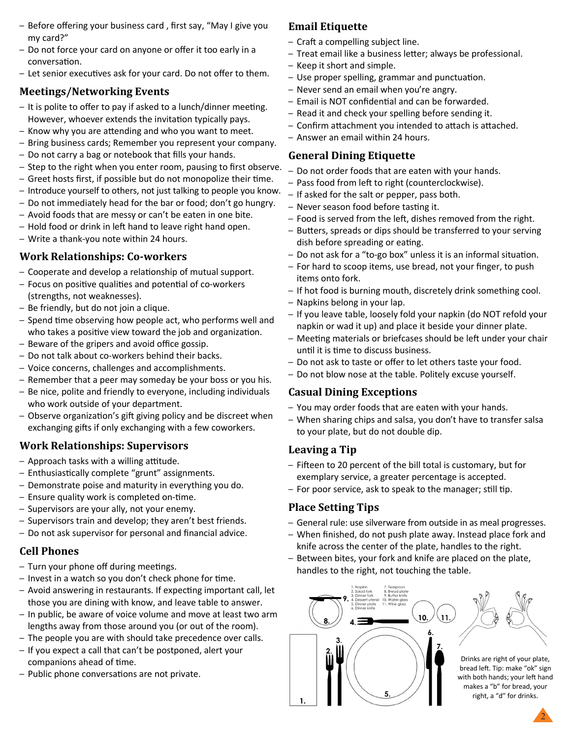- Before offering your business card , first say, "May I give you my card?"
- Do not force your card on anyone or offer it too early in a conversation.
- Let senior executives ask for your card. Do not offer to them.

## Meetings/Networking Events

- It is polite to offer to pay if asked to a lunch/dinner meeting. However, whoever extends the invitation typically pays.
- Know why you are attending and who you want to meet.
- Bring business cards; Remember you represent your company.
- Do not carry a bag or notebook that fills your hands.
- Step to the right when you enter room, pausing to first observe.
- Greet hosts first, if possible but do not monopolize their time.
- Introduce yourself to others, not just talking to people you know.
- Do not immediately head for the bar or food; don't go hungry.
- Avoid foods that are messy or can't be eaten in one bite.
- Hold food or drink in left hand to leave right hand open.
- Write a thank-you note within 24 hours.

## Work Relationships: Co-workers

- Cooperate and develop a relationship of mutual support.
- Focus on positive qualities and potential of co-workers (strengths, not weaknesses).
- Be friendly, but do not join a clique.
- Spend time observing how people act, who performs well and who takes a positive view toward the job and organization.
- Beware of the gripers and avoid office gossip.
- Do not talk about co-workers behind their backs.
- Voice concerns, challenges and accomplishments.
- Remember that a peer may someday be your boss or you his.
- Be nice, polite and friendly to everyone, including individuals who work outside of your department.
- Observe organization's gift giving policy and be discreet when exchanging gifts if only exchanging with a few coworkers.

## Work Relationships: Supervisors

- Approach tasks with a willing attitude.
- Enthusiastically complete "grunt" assignments.
- Demonstrate poise and maturity in everything you do.
- Ensure quality work is completed on-time.
- Supervisors are your ally, not your enemy.
- Supervisors train and develop; they aren't best friends.
- Do not ask supervisor for personal and financial advice.

## Cell Phones

- Turn your phone off during meetings.
- Invest in a watch so you don't check phone for time.
- Avoid answering in restaurants. If expecting important call, let those you are dining with know, and leave table to answer.
- In public, be aware of voice volume and move at least two arm lengths away from those around you (or out of the room).
- The people you are with should take precedence over calls.
- If you expect a call that can't be postponed, alert your companions ahead of time.
- Public phone conversations are not private.

## Email Etiquette

- Craft a compelling subject line.
- Treat email like a business letter; always be professional.
- Keep it short and simple.
- Use proper spelling, grammar and punctuation.
- Never send an email when you're angry.
- Email is NOT confidential and can be forwarded.
- Read it and check your spelling before sending it.
- Confirm attachment you intended to attach is attached.
- Answer an email within 24 hours.

## General Dining Etiquette

- Do not order foods that are eaten with your hands.
- Pass food from left to right (counterclockwise).
- If asked for the salt or pepper, pass both.
- Never season food before tasting it.
- Food is served from the left, dishes removed from the right.
- Butters, spreads or dips should be transferred to your serving dish before spreading or eating.
- Do not ask for a "to-go box" unless it is an informal situation.
- For hard to scoop items, use bread, not your finger, to push items onto fork.
- If hot food is burning mouth, discretely drink something cool.
- Napkins belong in your lap.
- If you leave table, loosely fold your napkin (do NOT refold your napkin or wad it up) and place it beside your dinner plate.
- Meeting materials or briefcases should be left under your chair until it is time to discuss business.
- Do not ask to taste or offer to let others taste your food.
- Do not blow nose at the table. Politely excuse yourself.

## Casual Dining Exceptions

- You may order foods that are eaten with your hands.
- When sharing chips and salsa, you don't have to transfer salsa to your plate, but do not double dip.

## Leaving a Tip

- Fifteen to 20 percent of the bill total is customary, but for exemplary service, a greater percentage is accepted.
- For poor service, ask to speak to the manager; still tip.

## Place Setting Tips

- General rule: use silverware from outside in as meal progresses.
- When finished, do not push plate away. Instead place fork and knife across the center of the plate, handles to the right.
- Between bites, your fork and knife are placed on the plate, handles to the right, not touching the table.

1. Napkin
2. Salad fork
3. Dinner fork
4. Dessert utensil
5. Dinner plate
6. Dinner knife
7. Teaspoon
8. Bread plate
9. Butter knife
10. Water glass
11. Wine glass

Drinks are right of your plate, bread left. Tip: make "ok" sign with both hands; your left hand makes a "b" for bread, your right, a "d" for drinks.